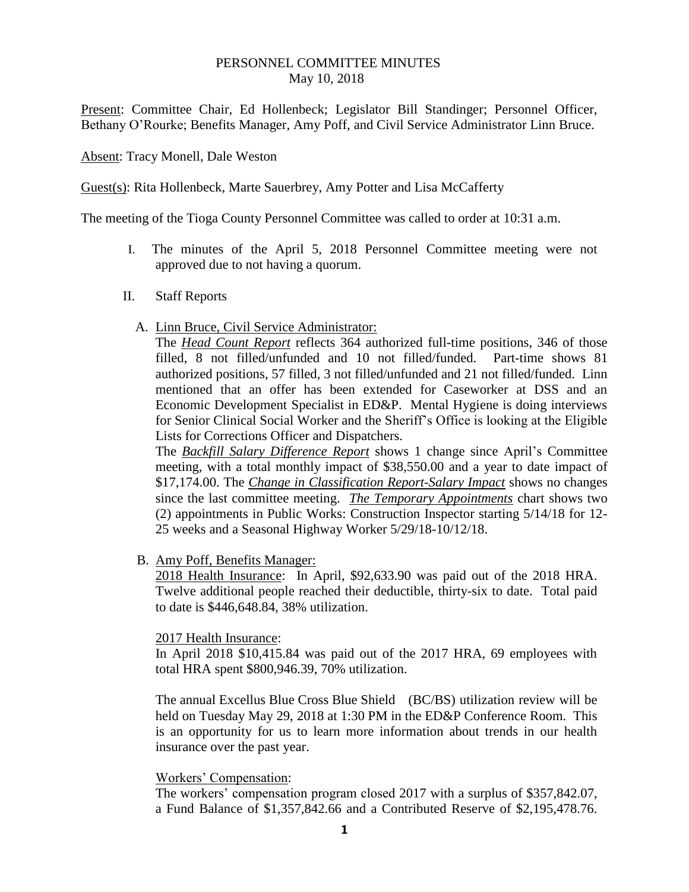# PERSONNEL COMMITTEE MINUTES
May 10, 2018

Present: Committee Chair, Ed Hollenbeck; Legislator Bill Standinger; Personnel Officer, Bethany O'Rourke; Benefits Manager, Amy Poff, and Civil Service Administrator Linn Bruce.

Absent: Tracy Monell, Dale Weston

Guest(s): Rita Hollenbeck, Marte Sauerbrey, Amy Potter and Lisa McCafferty

The meeting of the Tioga County Personnel Committee was called to order at 10:31 a.m.

I. The minutes of the April 5, 2018 Personnel Committee meeting were not approved due to not having a quorum.

II. Staff Reports

A. Linn Bruce, Civil Service Administrator:

The ***Head Count Report*** reflects 364 authorized full-time positions, 346 of those filled, 8 not filled/unfunded and 10 not filled/funded. Part-time shows 81 authorized positions, 57 filled, 3 not filled/unfunded and 21 not filled/funded. Linn mentioned that an offer has been extended for Caseworker at DSS and an Economic Development Specialist in ED&P. Mental Hygiene is doing interviews for Senior Clinical Social Worker and the Sheriff's Office is looking at the Eligible Lists for Corrections Officer and Dispatchers.

The ***Backfill Salary Difference Report*** shows 1 change since April's Committee meeting, with a total monthly impact of $38,550.00 and a year to date impact of $17,174.00. The ***Change in Classification Report-Salary Impact*** shows no changes since the last committee meeting. ***The Temporary Appointments*** chart shows two (2) appointments in Public Works: Construction Inspector starting 5/14/18 for 12-25 weeks and a Seasonal Highway Worker 5/29/18-10/12/18.

B. Amy Poff, Benefits Manager:

2018 Health Insurance: In April, $92,633.90 was paid out of the 2018 HRA. Twelve additional people reached their deductible, thirty-six to date. Total paid to date is $446,648.84, 38% utilization.

2017 Health Insurance:
In April 2018 $10,415.84 was paid out of the 2017 HRA, 69 employees with total HRA spent $800,946.39, 70% utilization.

The annual Excellus Blue Cross Blue Shield (BC/BS) utilization review will be held on Tuesday May 29, 2018 at 1:30 PM in the ED&P Conference Room. This is an opportunity for us to learn more information about trends in our health insurance over the past year.

Workers' Compensation:
The workers' compensation program closed 2017 with a surplus of $357,842.07, a Fund Balance of $1,357,842.66 and a Contributed Reserve of $2,195,478.76.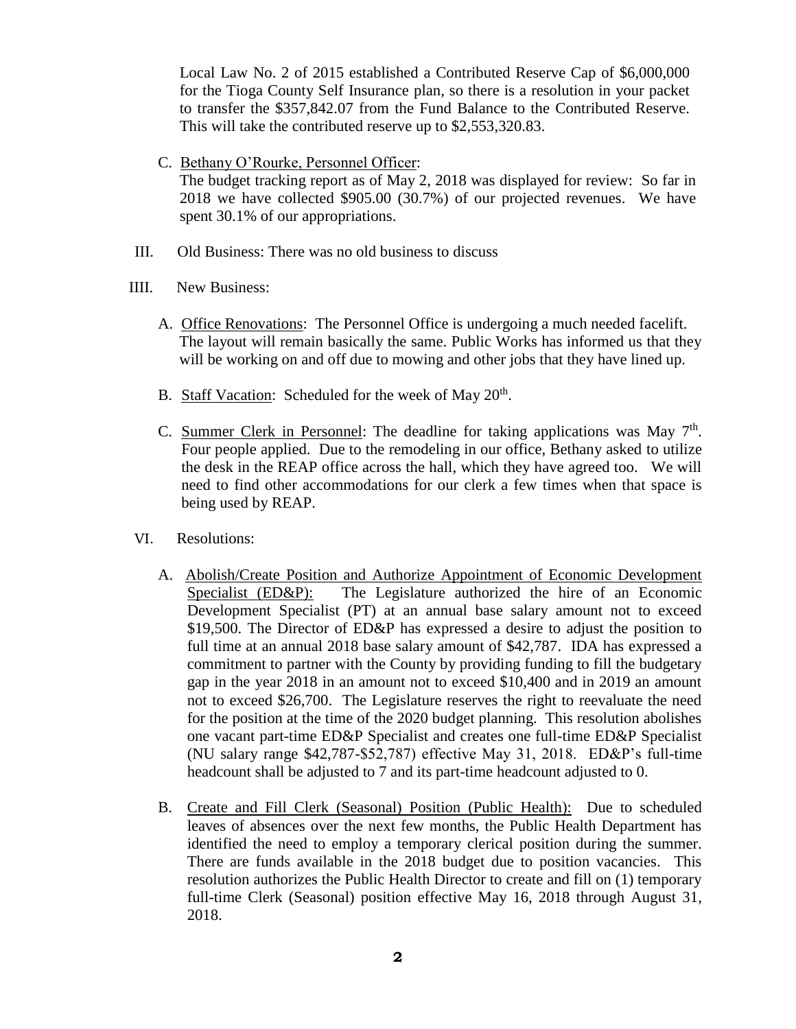Local Law No. 2 of 2015 established a Contributed Reserve Cap of $6,000,000 for the Tioga County Self Insurance plan, so there is a resolution in your packet to transfer the $357,842.07 from the Fund Balance to the Contributed Reserve. This will take the contributed reserve up to $2,553,320.83.

C. Bethany O'Rourke, Personnel Officer:
The budget tracking report as of May 2, 2018 was displayed for review: So far in 2018 we have collected $905.00 (30.7%) of our projected revenues. We have spent 30.1% of our appropriations.

III. Old Business: There was no old business to discuss

IIII. New Business:

A. Office Renovations: The Personnel Office is undergoing a much needed facelift. The layout will remain basically the same. Public Works has informed us that they will be working on and off due to mowing and other jobs that they have lined up.

B. Staff Vacation: Scheduled for the week of May 20th.

C. Summer Clerk in Personnel: The deadline for taking applications was May 7th. Four people applied. Due to the remodeling in our office, Bethany asked to utilize the desk in the REAP office across the hall, which they have agreed too. We will need to find other accommodations for our clerk a few times when that space is being used by REAP.

VI. Resolutions:

A. Abolish/Create Position and Authorize Appointment of Economic Development Specialist (ED&P): The Legislature authorized the hire of an Economic Development Specialist (PT) at an annual base salary amount not to exceed $19,500. The Director of ED&P has expressed a desire to adjust the position to full time at an annual 2018 base salary amount of $42,787. IDA has expressed a commitment to partner with the County by providing funding to fill the budgetary gap in the year 2018 in an amount not to exceed $10,400 and in 2019 an amount not to exceed $26,700. The Legislature reserves the right to reevaluate the need for the position at the time of the 2020 budget planning. This resolution abolishes one vacant part-time ED&P Specialist and creates one full-time ED&P Specialist (NU salary range $42,787-$52,787) effective May 31, 2018. ED&P's full-time headcount shall be adjusted to 7 and its part-time headcount adjusted to 0.

B. Create and Fill Clerk (Seasonal) Position (Public Health): Due to scheduled leaves of absences over the next few months, the Public Health Department has identified the need to employ a temporary clerical position during the summer. There are funds available in the 2018 budget due to position vacancies. This resolution authorizes the Public Health Director to create and fill on (1) temporary full-time Clerk (Seasonal) position effective May 16, 2018 through August 31, 2018.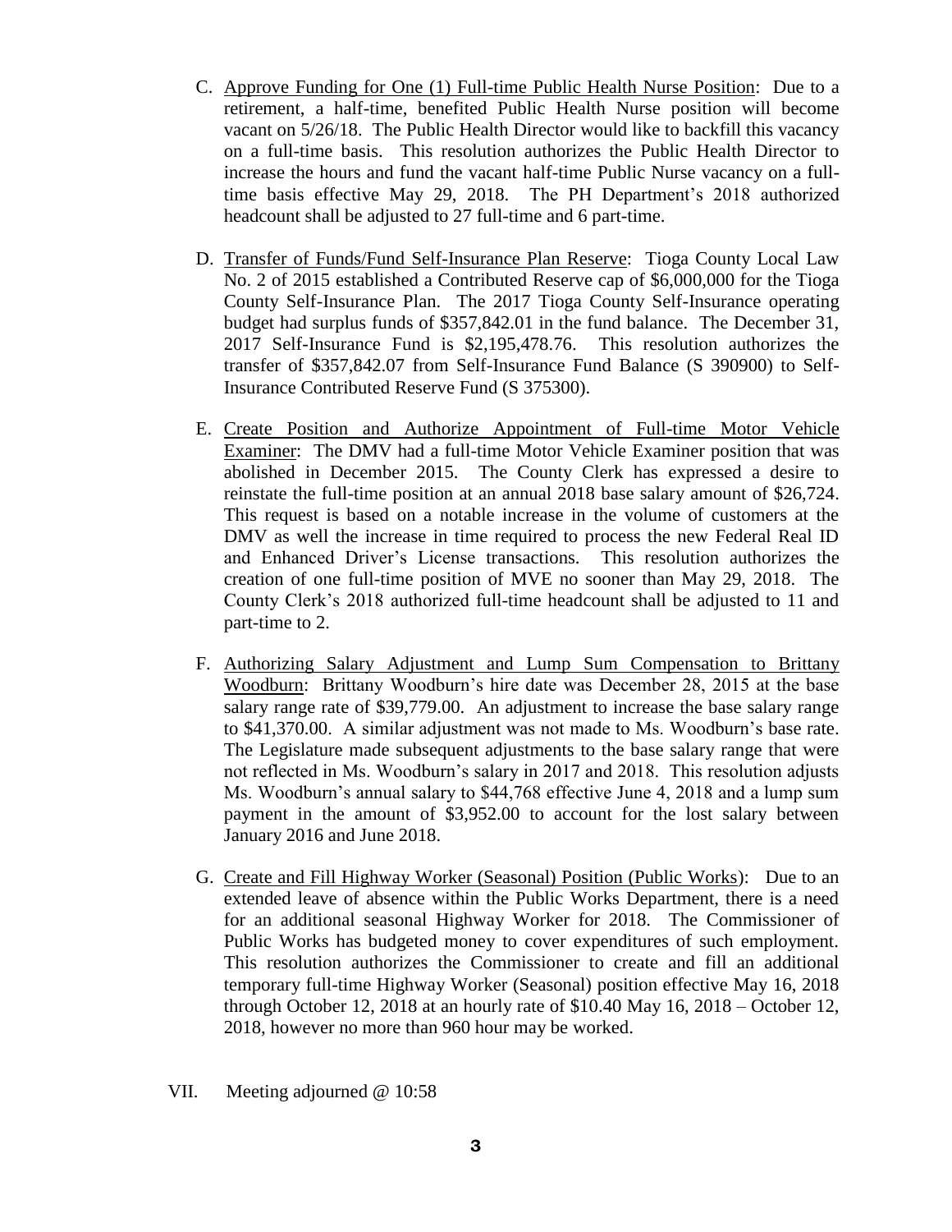C. Approve Funding for One (1) Full-time Public Health Nurse Position: Due to a retirement, a half-time, benefited Public Health Nurse position will become vacant on 5/26/18. The Public Health Director would like to backfill this vacancy on a full-time basis. This resolution authorizes the Public Health Director to increase the hours and fund the vacant half-time Public Nurse vacancy on a full-time basis effective May 29, 2018. The PH Department's 2018 authorized headcount shall be adjusted to 27 full-time and 6 part-time.

D. Transfer of Funds/Fund Self-Insurance Plan Reserve: Tioga County Local Law No. 2 of 2015 established a Contributed Reserve cap of $6,000,000 for the Tioga County Self-Insurance Plan. The 2017 Tioga County Self-Insurance operating budget had surplus funds of $357,842.01 in the fund balance. The December 31, 2017 Self-Insurance Fund is $2,195,478.76. This resolution authorizes the transfer of $357,842.07 from Self-Insurance Fund Balance (S 390900) to Self-Insurance Contributed Reserve Fund (S 375300).

E. Create Position and Authorize Appointment of Full-time Motor Vehicle Examiner: The DMV had a full-time Motor Vehicle Examiner position that was abolished in December 2015. The County Clerk has expressed a desire to reinstate the full-time position at an annual 2018 base salary amount of $26,724. This request is based on a notable increase in the volume of customers at the DMV as well the increase in time required to process the new Federal Real ID and Enhanced Driver's License transactions. This resolution authorizes the creation of one full-time position of MVE no sooner than May 29, 2018. The County Clerk's 2018 authorized full-time headcount shall be adjusted to 11 and part-time to 2.

F. Authorizing Salary Adjustment and Lump Sum Compensation to Brittany Woodburn: Brittany Woodburn's hire date was December 28, 2015 at the base salary range rate of $39,779.00. An adjustment to increase the base salary range to $41,370.00. A similar adjustment was not made to Ms. Woodburn's base rate. The Legislature made subsequent adjustments to the base salary range that were not reflected in Ms. Woodburn's salary in 2017 and 2018. This resolution adjusts Ms. Woodburn's annual salary to $44,768 effective June 4, 2018 and a lump sum payment in the amount of $3,952.00 to account for the lost salary between January 2016 and June 2018.

G. Create and Fill Highway Worker (Seasonal) Position (Public Works): Due to an extended leave of absence within the Public Works Department, there is a need for an additional seasonal Highway Worker for 2018. The Commissioner of Public Works has budgeted money to cover expenditures of such employment. This resolution authorizes the Commissioner to create and fill an additional temporary full-time Highway Worker (Seasonal) position effective May 16, 2018 through October 12, 2018 at an hourly rate of $10.40 May 16, 2018 – October 12, 2018, however no more than 960 hour may be worked.

VII. Meeting adjourned @ 10:58